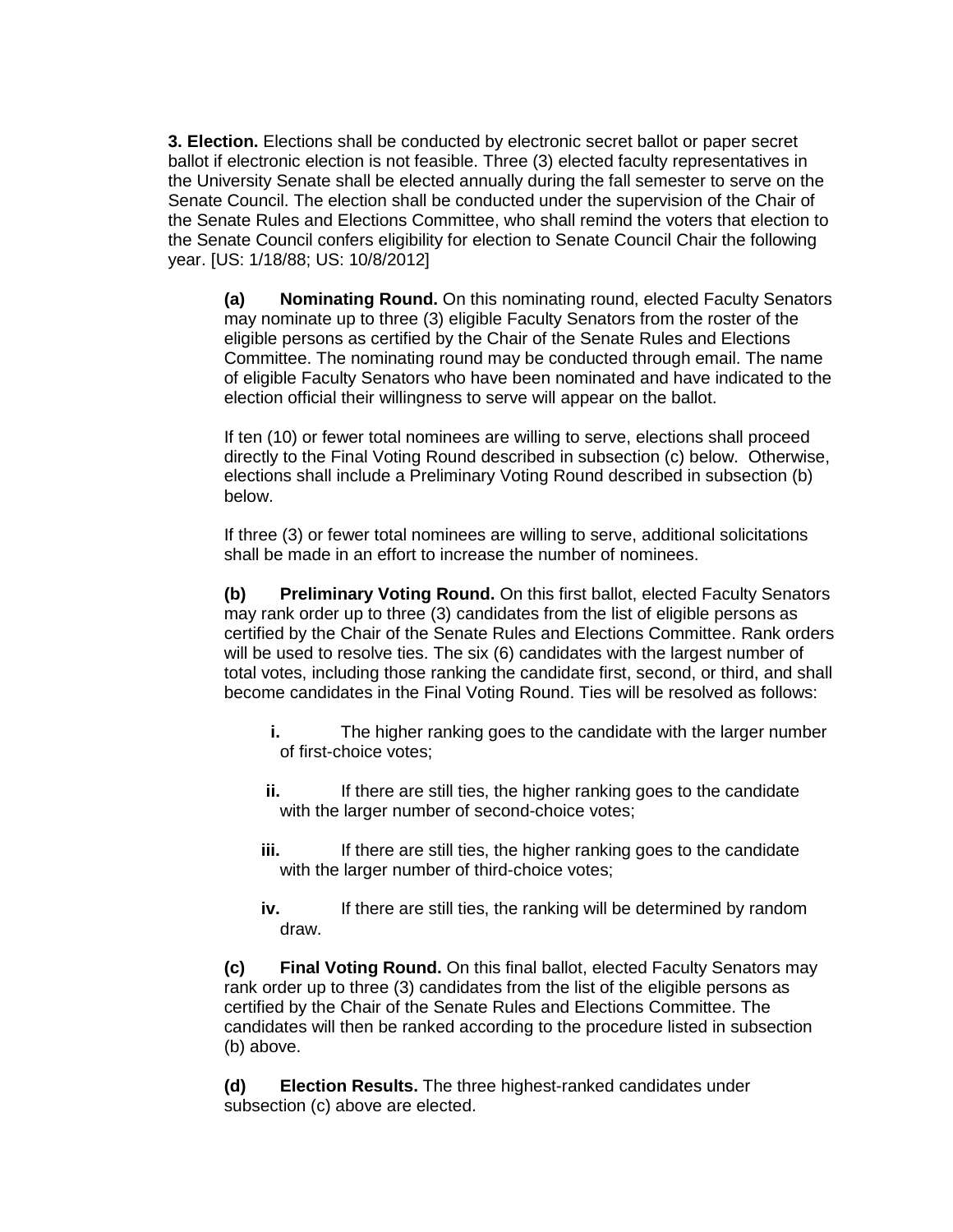**3. Election.** Elections shall be conducted by electronic secret ballot or paper secret ballot if electronic election is not feasible. Three (3) elected faculty representatives in the University Senate shall be elected annually during the fall semester to serve on the Senate Council. The election shall be conducted under the supervision of the Chair of the Senate Rules and Elections Committee, who shall remind the voters that election to the Senate Council confers eligibility for election to Senate Council Chair the following year. [US: 1/18/88; US: 10/8/2012]

**(a) Nominating Round.** On this nominating round, elected Faculty Senators may nominate up to three (3) eligible Faculty Senators from the roster of the eligible persons as certified by the Chair of the Senate Rules and Elections Committee. The nominating round may be conducted through email. The name of eligible Faculty Senators who have been nominated and have indicated to the election official their willingness to serve will appear on the ballot.

If ten (10) or fewer total nominees are willing to serve, elections shall proceed directly to the Final Voting Round described in subsection (c) below. Otherwise, elections shall include a Preliminary Voting Round described in subsection (b) below.

If three (3) or fewer total nominees are willing to serve, additional solicitations shall be made in an effort to increase the number of nominees.

**(b) Preliminary Voting Round.** On this first ballot, elected Faculty Senators may rank order up to three (3) candidates from the list of eligible persons as certified by the Chair of the Senate Rules and Elections Committee. Rank orders will be used to resolve ties. The six (6) candidates with the largest number of total votes, including those ranking the candidate first, second, or third, and shall become candidates in the Final Voting Round. Ties will be resolved as follows:

**i.** The higher ranking goes to the candidate with the larger number of first-choice votes;

**ii.** If there are still ties, the higher ranking goes to the candidate with the larger number of second-choice votes;

**iii.** If there are still ties, the higher ranking goes to the candidate with the larger number of third-choice votes;

**iv.** If there are still ties, the ranking will be determined by random draw.

**(c) Final Voting Round.** On this final ballot, elected Faculty Senators may rank order up to three (3) candidates from the list of the eligible persons as certified by the Chair of the Senate Rules and Elections Committee. The candidates will then be ranked according to the procedure listed in subsection (b) above.

**(d) Election Results.** The three highest-ranked candidates under subsection (c) above are elected.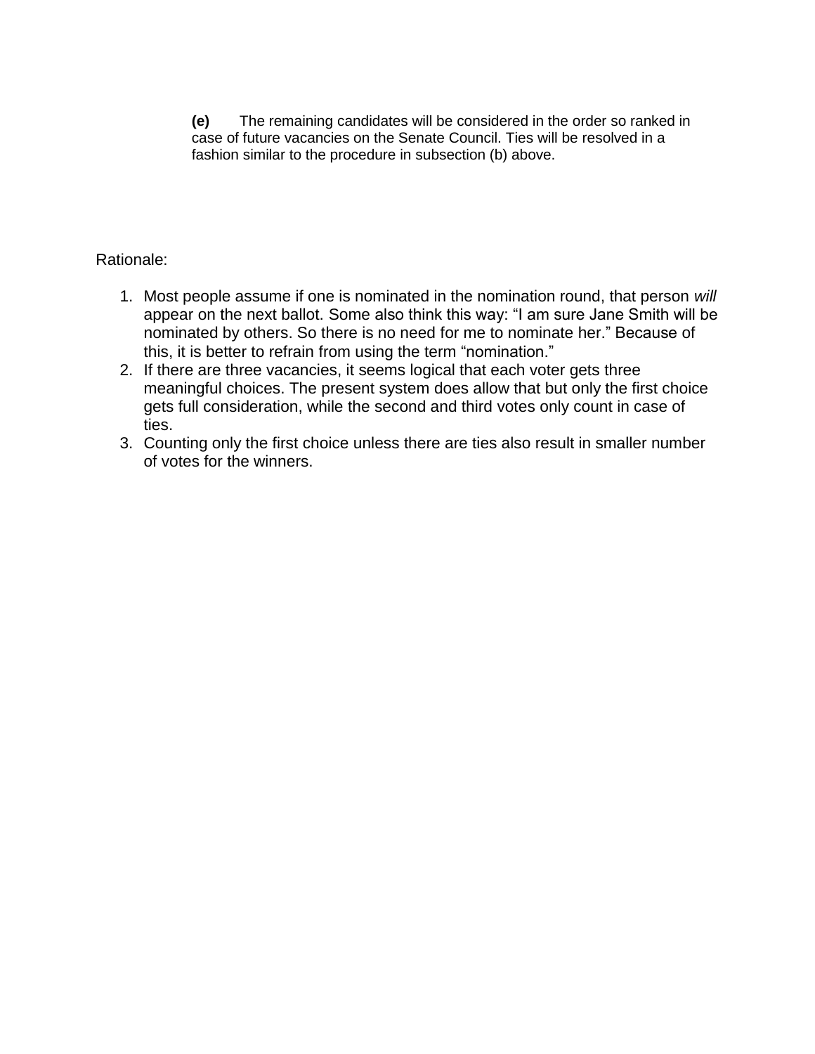**(e)** The remaining candidates will be considered in the order so ranked in case of future vacancies on the Senate Council. Ties will be resolved in a fashion similar to the procedure in subsection (b) above.

Rationale:

1. Most people assume if one is nominated in the nomination round, that person *will* appear on the next ballot. Some also think this way: "I am sure Jane Smith will be nominated by others. So there is no need for me to nominate her." Because of this, it is better to refrain from using the term "nomination."
2. If there are three vacancies, it seems logical that each voter gets three meaningful choices. The present system does allow that but only the first choice gets full consideration, while the second and third votes only count in case of ties.
3. Counting only the first choice unless there are ties also result in smaller number of votes for the winners.